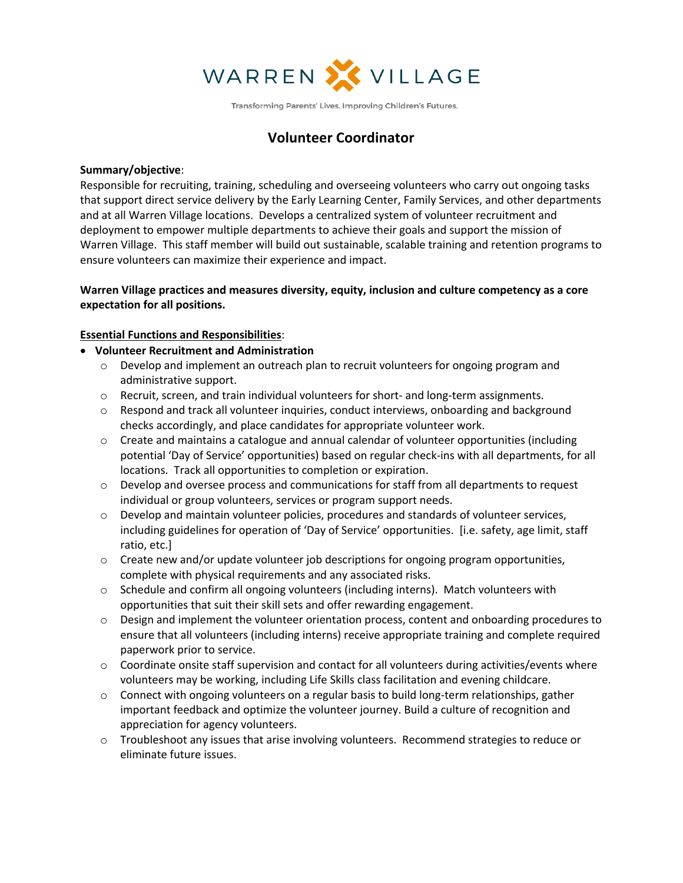WARREN VILLAGE

Transforming Parents' Lives. Improving Children's Futures.

# Volunteer Coordinator

**Summary/objective**:
Responsible for recruiting, training, scheduling and overseeing volunteers who carry out ongoing tasks that support direct service delivery by the Early Learning Center, Family Services, and other departments and at all Warren Village locations. Develops a centralized system of volunteer recruitment and deployment to empower multiple departments to achieve their goals and support the mission of Warren Village. This staff member will build out sustainable, scalable training and retention programs to ensure volunteers can maximize their experience and impact.

**Warren Village practices and measures diversity, equity, inclusion and culture competency as a core expectation for all positions.**

**Essential Functions and Responsibilities**:

- **Volunteer Recruitment and Administration**
  - Develop and implement an outreach plan to recruit volunteers for ongoing program and administrative support.
  - Recruit, screen, and train individual volunteers for short- and long-term assignments.
  - Respond and track all volunteer inquiries, conduct interviews, onboarding and background checks accordingly, and place candidates for appropriate volunteer work.
  - Create and maintains a catalogue and annual calendar of volunteer opportunities (including potential 'Day of Service' opportunities) based on regular check-ins with all departments, for all locations. Track all opportunities to completion or expiration.
  - Develop and oversee process and communications for staff from all departments to request individual or group volunteers, services or program support needs.
  - Develop and maintain volunteer policies, procedures and standards of volunteer services, including guidelines for operation of 'Day of Service' opportunities. [i.e. safety, age limit, staff ratio, etc.]
  - Create new and/or update volunteer job descriptions for ongoing program opportunities, complete with physical requirements and any associated risks.
  - Schedule and confirm all ongoing volunteers (including interns). Match volunteers with opportunities that suit their skill sets and offer rewarding engagement.
  - Design and implement the volunteer orientation process, content and onboarding procedures to ensure that all volunteers (including interns) receive appropriate training and complete required paperwork prior to service.
  - Coordinate onsite staff supervision and contact for all volunteers during activities/events where volunteers may be working, including Life Skills class facilitation and evening childcare.
  - Connect with ongoing volunteers on a regular basis to build long-term relationships, gather important feedback and optimize the volunteer journey. Build a culture of recognition and appreciation for agency volunteers.
  - Troubleshoot any issues that arise involving volunteers. Recommend strategies to reduce or eliminate future issues.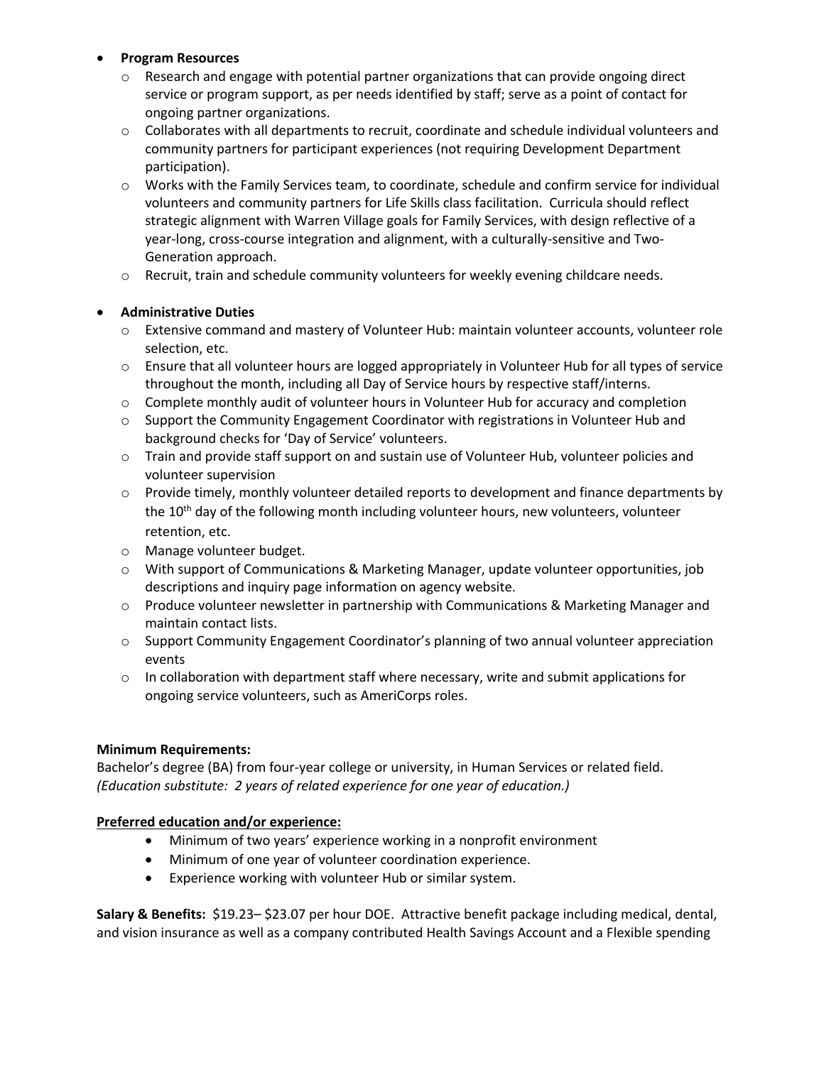- **Program Resources**
    - Research and engage with potential partner organizations that can provide ongoing direct service or program support, as per needs identified by staff; serve as a point of contact for ongoing partner organizations.
    - Collaborates with all departments to recruit, coordinate and schedule individual volunteers and community partners for participant experiences (not requiring Development Department participation).
    - Works with the Family Services team, to coordinate, schedule and confirm service for individual volunteers and community partners for Life Skills class facilitation. Curricula should reflect strategic alignment with Warren Village goals for Family Services, with design reflective of a year-long, cross-course integration and alignment, with a culturally-sensitive and Two-Generation approach.
    - Recruit, train and schedule community volunteers for weekly evening childcare needs.

- **Administrative Duties**
    - Extensive command and mastery of Volunteer Hub: maintain volunteer accounts, volunteer role selection, etc.
    - Ensure that all volunteer hours are logged appropriately in Volunteer Hub for all types of service throughout the month, including all Day of Service hours by respective staff/interns.
    - Complete monthly audit of volunteer hours in Volunteer Hub for accuracy and completion
    - Support the Community Engagement Coordinator with registrations in Volunteer Hub and background checks for 'Day of Service' volunteers.
    - Train and provide staff support on and sustain use of Volunteer Hub, volunteer policies and volunteer supervision
    - Provide timely, monthly volunteer detailed reports to development and finance departments by the 10th day of the following month including volunteer hours, new volunteers, volunteer retention, etc.
    - Manage volunteer budget.
    - With support of Communications & Marketing Manager, update volunteer opportunities, job descriptions and inquiry page information on agency website.
    - Produce volunteer newsletter in partnership with Communications & Marketing Manager and maintain contact lists.
    - Support Community Engagement Coordinator's planning of two annual volunteer appreciation events
    - In collaboration with department staff where necessary, write and submit applications for ongoing service volunteers, such as AmeriCorps roles.

**Minimum Requirements:**
Bachelor's degree (BA) from four-year college or university, in Human Services or related field.
*(Education substitute: 2 years of related experience for one year of education.)*

**Preferred education and/or experience:**

- Minimum of two years' experience working in a nonprofit environment
- Minimum of one year of volunteer coordination experience.
- Experience working with volunteer Hub or similar system.

**Salary & Benefits:** $19.23– $23.07 per hour DOE. Attractive benefit package including medical, dental, and vision insurance as well as a company contributed Health Savings Account and a Flexible spending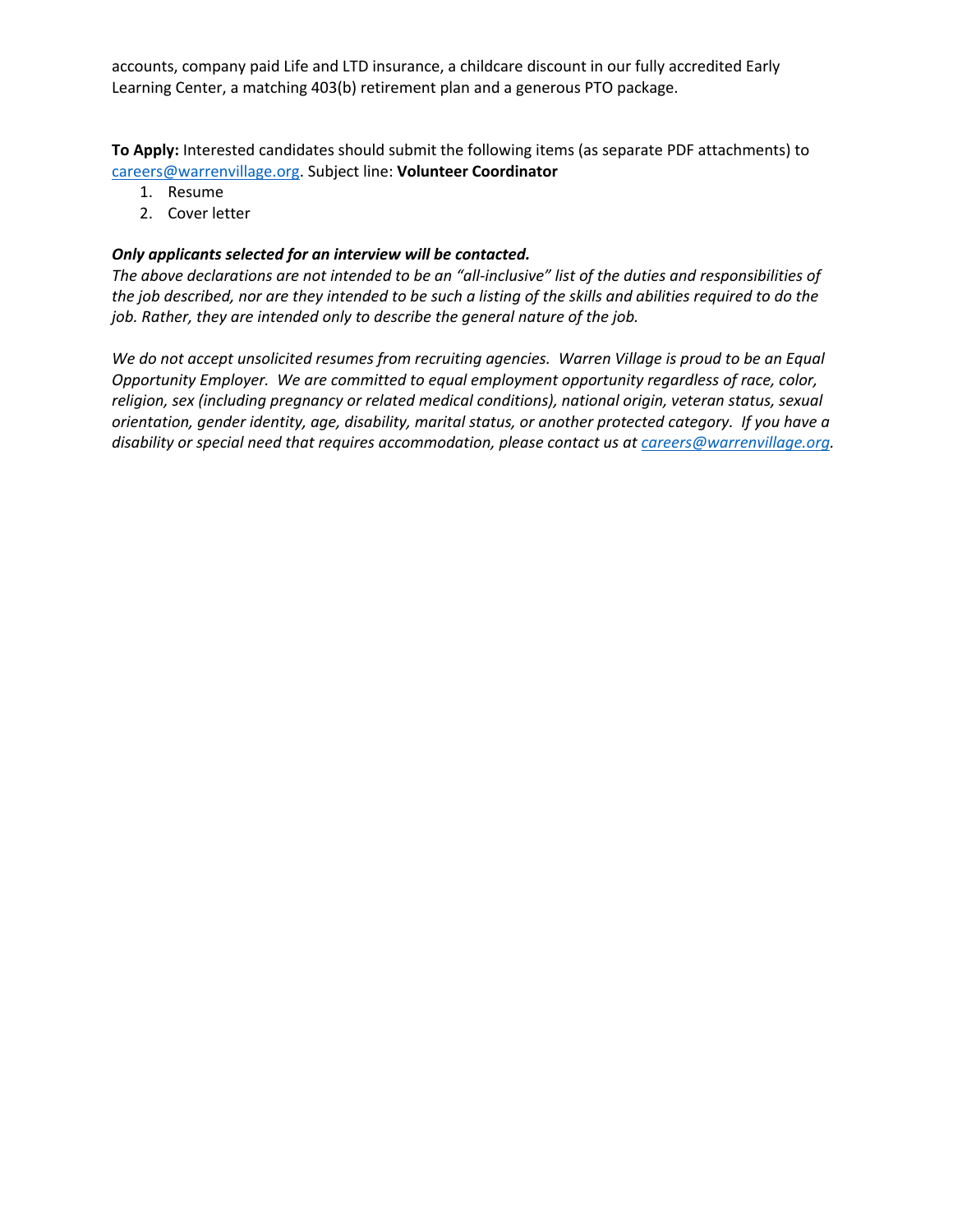accounts, company paid Life and LTD insurance, a childcare discount in our fully accredited Early Learning Center, a matching 403(b) retirement plan and a generous PTO package.

**To Apply:** Interested candidates should submit the following items (as separate PDF attachments) to careers@warrenvillage.org. Subject line: **Volunteer Coordinator**

1. Resume
2. Cover letter

***Only applicants selected for an interview will be contacted.***
*The above declarations are not intended to be an "all-inclusive" list of the duties and responsibilities of the job described, nor are they intended to be such a listing of the skills and abilities required to do the job. Rather, they are intended only to describe the general nature of the job.*

*We do not accept unsolicited resumes from recruiting agencies. Warren Village is proud to be an Equal Opportunity Employer. We are committed to equal employment opportunity regardless of race, color, religion, sex (including pregnancy or related medical conditions), national origin, veteran status, sexual orientation, gender identity, age, disability, marital status, or another protected category. If you have a disability or special need that requires accommodation, please contact us at careers@warrenvillage.org.*